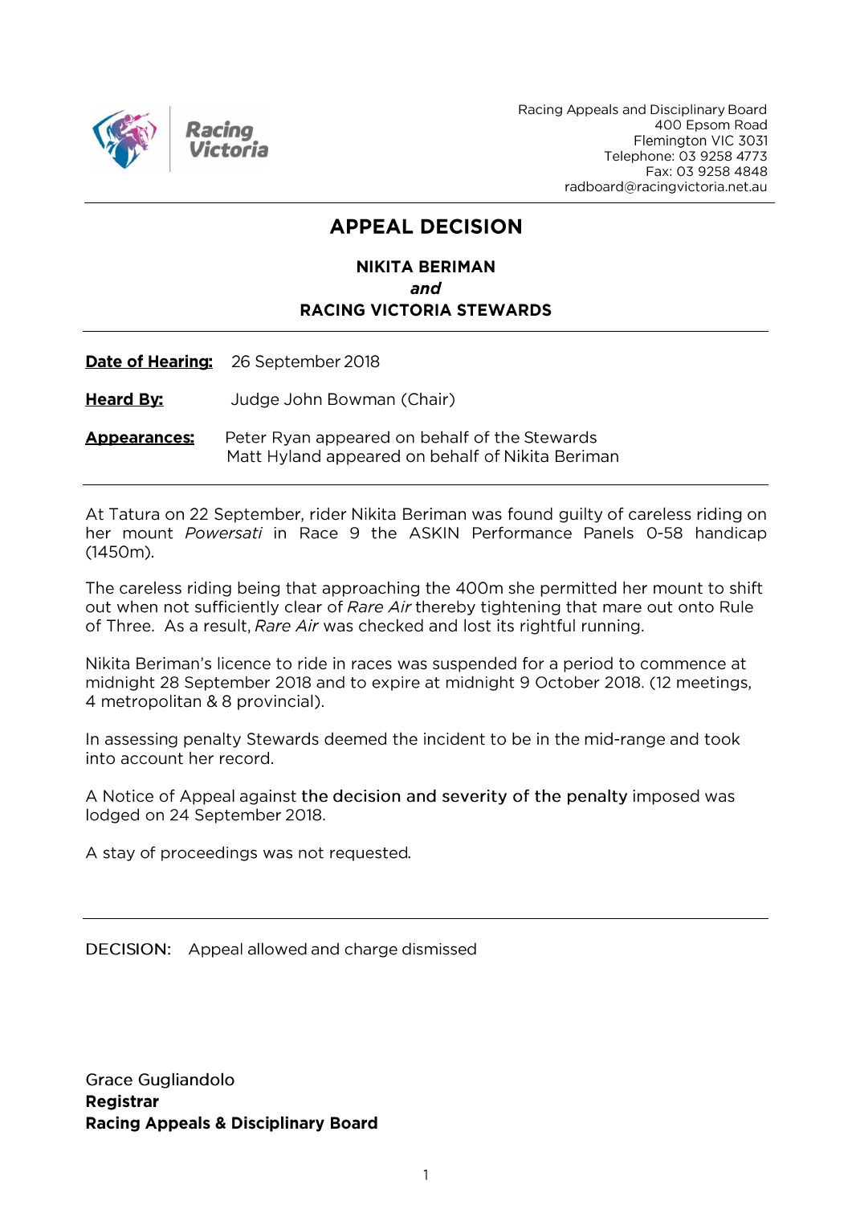Racing Appeals and Disciplinary Board
400 Epsom Road
Flemington VIC 3031
Telephone: 03 9258 4773
Fax: 03 9258 4848
radboard@racingvictoria.net.au

# APPEAL DECISION

**NIKITA BERIMAN**
***and***
**RACING VICTORIA STEWARDS**

**Date of Hearing:** 26 September 2018

**Heard By:** Judge John Bowman (Chair)

**Appearances:** Peter Ryan appeared on behalf of the Stewards
Matt Hyland appeared on behalf of Nikita Beriman

---

At Tatura on 22 September, rider Nikita Beriman was found guilty of careless riding on her mount *Powersati* in Race 9 the ASKIN Performance Panels 0-58 handicap (1450m).

The careless riding being that approaching the 400m she permitted her mount to shift out when not sufficiently clear of *Rare Air* thereby tightening that mare out onto Rule of Three. As a result, *Rare Air* was checked and lost its rightful running.

Nikita Beriman's licence to ride in races was suspended for a period to commence at midnight 28 September 2018 and to expire at midnight 9 October 2018. (12 meetings, 4 metropolitan & 8 provincial).

In assessing penalty Stewards deemed the incident to be in the mid-range and took into account her record.

A Notice of Appeal against the decision and severity of the penalty imposed was lodged on 24 September 2018.

A stay of proceedings was not requested.

---

DECISION: Appeal allowed and charge dismissed

Grace Gugliandolo
**Registrar**
**Racing Appeals & Disciplinary Board**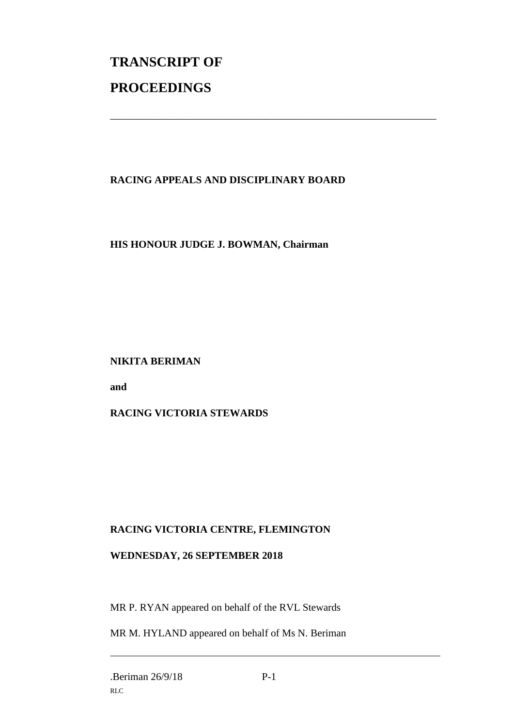# TRANSCRIPT OF PROCEEDINGS

---

**RACING APPEALS AND DISCIPLINARY BOARD**

**HIS HONOUR JUDGE J. BOWMAN, Chairman**

**NIKITA BERIMAN**

**and**

**RACING VICTORIA STEWARDS**

**RACING VICTORIA CENTRE, FLEMINGTON**

**WEDNESDAY, 26 SEPTEMBER 2018**

MR P. RYAN appeared on behalf of the RVL Stewards

MR M. HYLAND appeared on behalf of Ms N. Beriman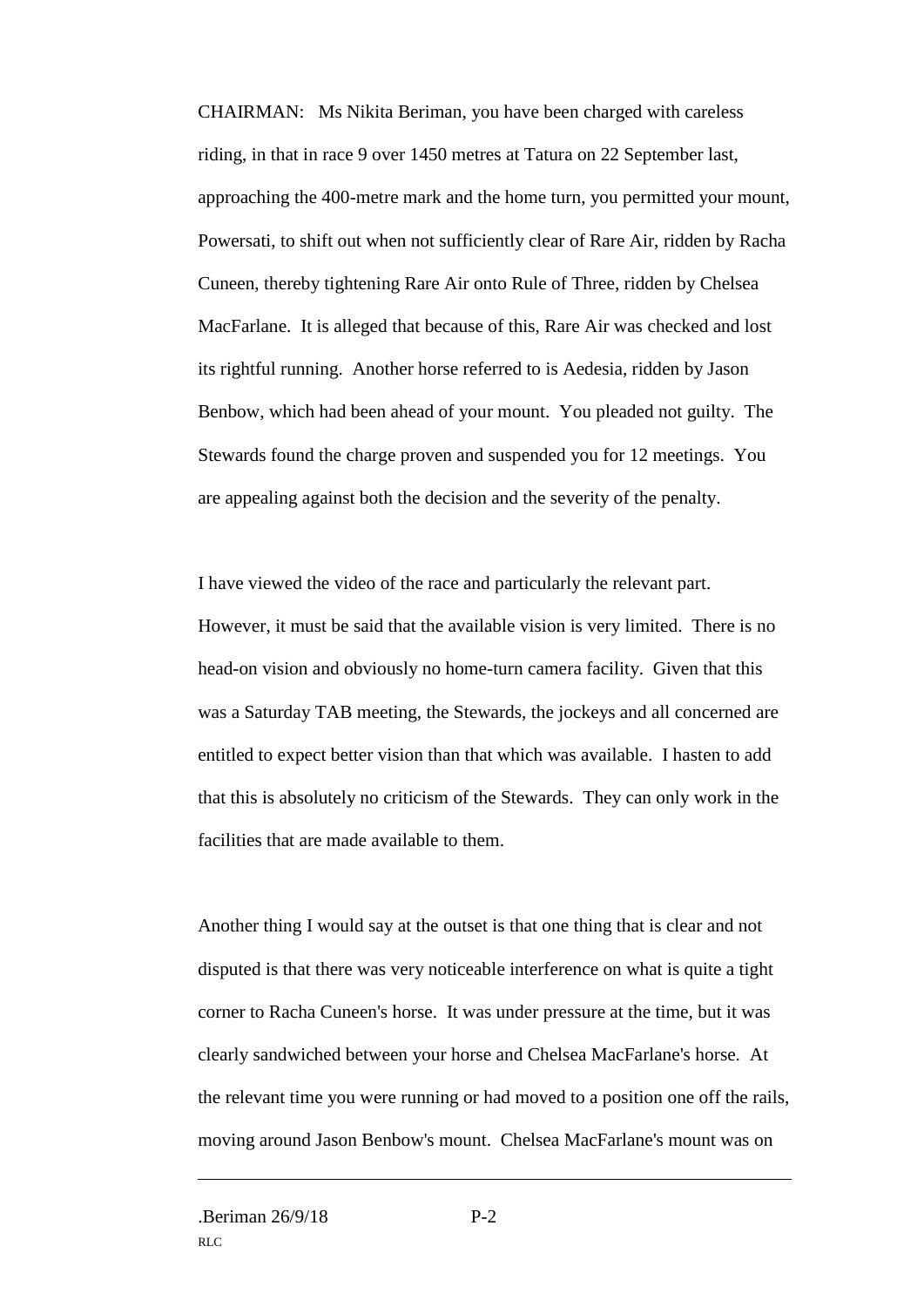CHAIRMAN: Ms Nikita Beriman, you have been charged with careless riding, in that in race 9 over 1450 metres at Tatura on 22 September last, approaching the 400-metre mark and the home turn, you permitted your mount, Powersati, to shift out when not sufficiently clear of Rare Air, ridden by Racha Cuneen, thereby tightening Rare Air onto Rule of Three, ridden by Chelsea MacFarlane. It is alleged that because of this, Rare Air was checked and lost its rightful running. Another horse referred to is Aedesia, ridden by Jason Benbow, which had been ahead of your mount. You pleaded not guilty. The Stewards found the charge proven and suspended you for 12 meetings. You are appealing against both the decision and the severity of the penalty.

I have viewed the video of the race and particularly the relevant part. However, it must be said that the available vision is very limited. There is no head-on vision and obviously no home-turn camera facility. Given that this was a Saturday TAB meeting, the Stewards, the jockeys and all concerned are entitled to expect better vision than that which was available. I hasten to add that this is absolutely no criticism of the Stewards. They can only work in the facilities that are made available to them.

Another thing I would say at the outset is that one thing that is clear and not disputed is that there was very noticeable interference on what is quite a tight corner to Racha Cuneen's horse. It was under pressure at the time, but it was clearly sandwiched between your horse and Chelsea MacFarlane's horse. At the relevant time you were running or had moved to a position one off the rails, moving around Jason Benbow's mount. Chelsea MacFarlane's mount was on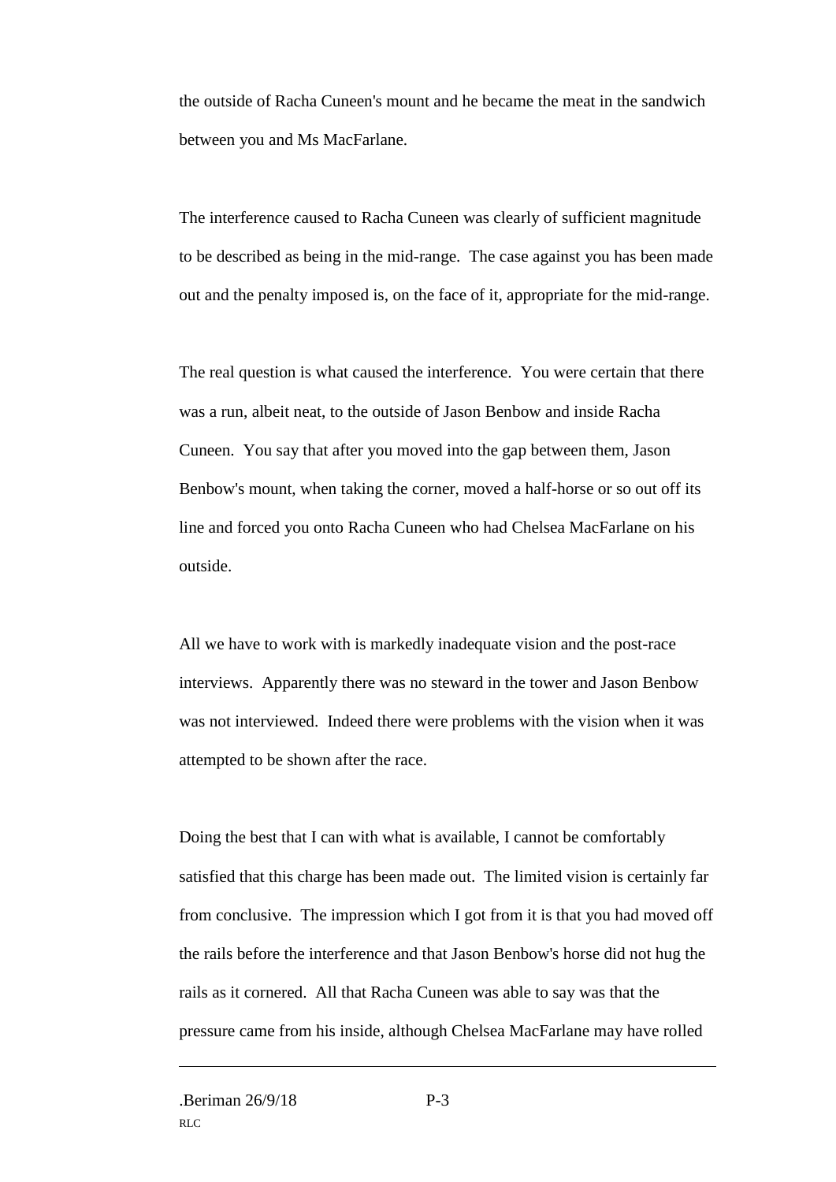the outside of Racha Cuneen's mount and he became the meat in the sandwich between you and Ms MacFarlane.

The interference caused to Racha Cuneen was clearly of sufficient magnitude to be described as being in the mid-range. The case against you has been made out and the penalty imposed is, on the face of it, appropriate for the mid-range.

The real question is what caused the interference. You were certain that there was a run, albeit neat, to the outside of Jason Benbow and inside Racha Cuneen. You say that after you moved into the gap between them, Jason Benbow's mount, when taking the corner, moved a half-horse or so out off its line and forced you onto Racha Cuneen who had Chelsea MacFarlane on his outside.

All we have to work with is markedly inadequate vision and the post-race interviews. Apparently there was no steward in the tower and Jason Benbow was not interviewed. Indeed there were problems with the vision when it was attempted to be shown after the race.

Doing the best that I can with what is available, I cannot be comfortably satisfied that this charge has been made out. The limited vision is certainly far from conclusive. The impression which I got from it is that you had moved off the rails before the interference and that Jason Benbow's horse did not hug the rails as it cornered. All that Racha Cuneen was able to say was that the pressure came from his inside, although Chelsea MacFarlane may have rolled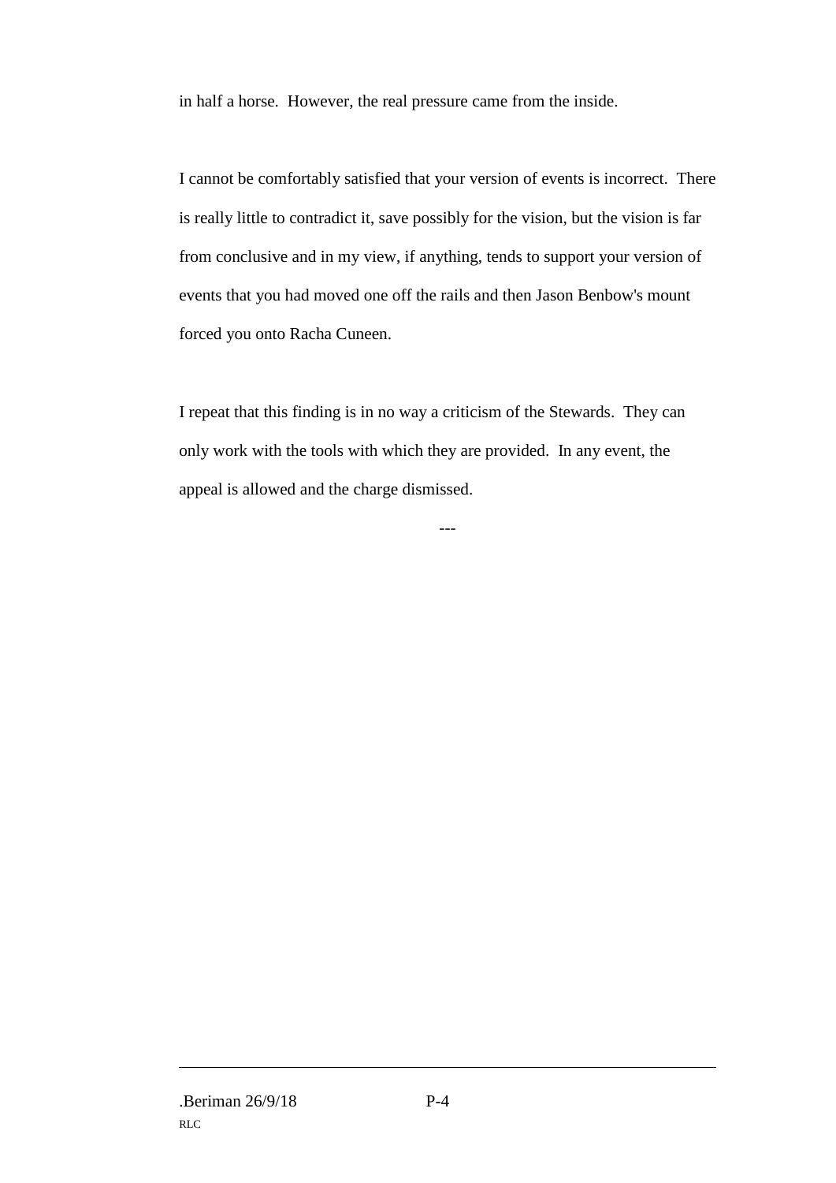in half a horse.  However, the real pressure came from the inside.

I cannot be comfortably satisfied that your version of events is incorrect.  There is really little to contradict it, save possibly for the vision, but the vision is far from conclusive and in my view, if anything, tends to support your version of events that you had moved one off the rails and then Jason Benbow's mount forced you onto Racha Cuneen.

I repeat that this finding is in no way a criticism of the Stewards.  They can only work with the tools with which they are provided.  In any event, the appeal is allowed and the charge dismissed.

---